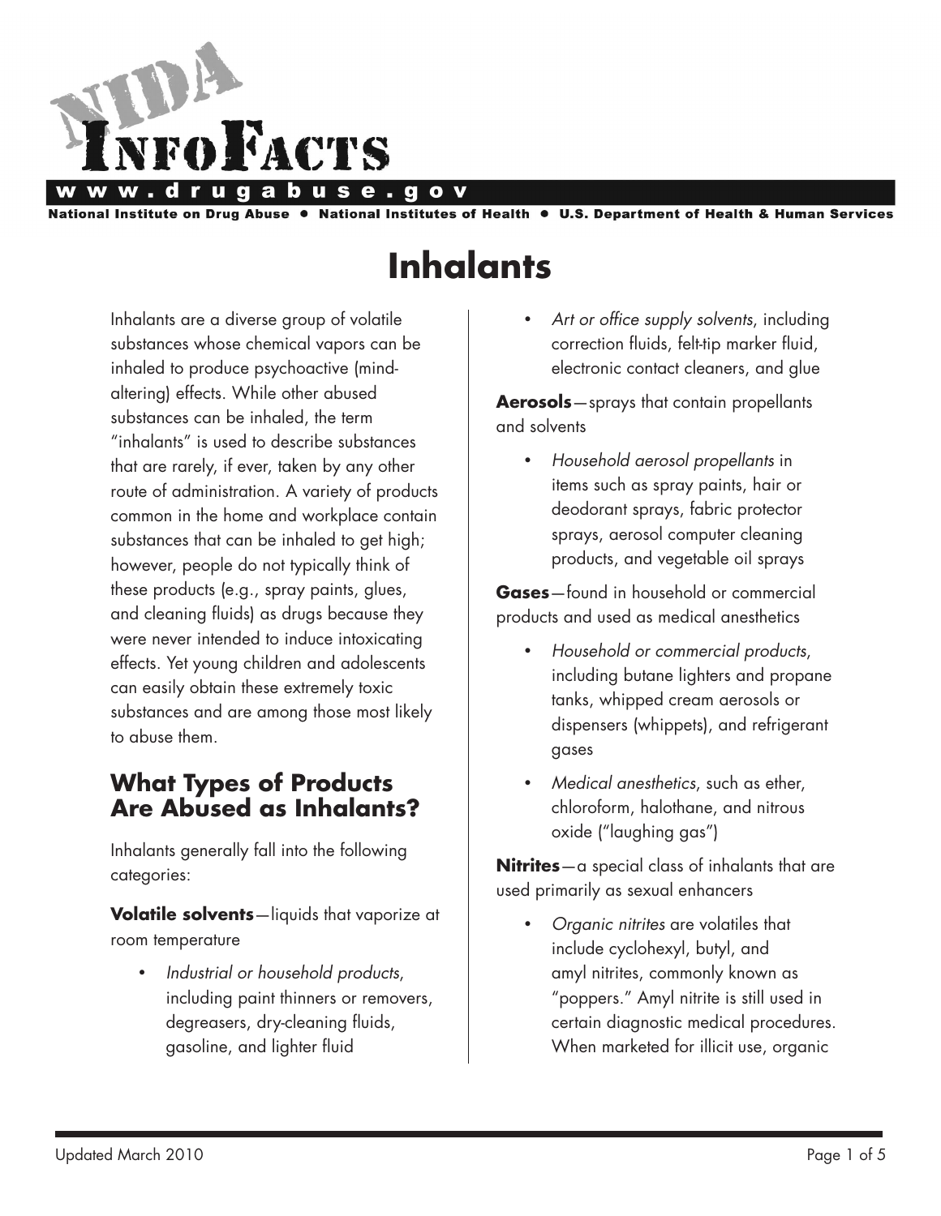NIDA InfoFacts

www.drugabuse.gov

National Institute on Drug Abuse • National Institutes of Health • U.S. Department of Health & Human Services

# Inhalants

Inhalants are a diverse group of volatile substances whose chemical vapors can be inhaled to produce psychoactive (mind-altering) effects. While other abused substances can be inhaled, the term "inhalants" is used to describe substances that are rarely, if ever, taken by any other route of administration. A variety of products common in the home and workplace contain substances that can be inhaled to get high; however, people do not typically think of these products (e.g., spray paints, glues, and cleaning fluids) as drugs because they were never intended to induce intoxicating effects. Yet young children and adolescents can easily obtain these extremely toxic substances and are among those most likely to abuse them.

## What Types of Products Are Abused as Inhalants?

Inhalants generally fall into the following categories:

**Volatile solvents**—liquids that vaporize at room temperature

- *Industrial or household products*, including paint thinners or removers, degreasers, dry-cleaning fluids, gasoline, and lighter fluid
- *Art or office supply solvents*, including correction fluids, felt-tip marker fluid, electronic contact cleaners, and glue

**Aerosols**—sprays that contain propellants and solvents

- *Household aerosol propellants* in items such as spray paints, hair or deodorant sprays, fabric protector sprays, aerosol computer cleaning products, and vegetable oil sprays

**Gases**—found in household or commercial products and used as medical anesthetics

- *Household or commercial products*, including butane lighters and propane tanks, whipped cream aerosols or dispensers (whippets), and refrigerant gases
- *Medical anesthetics*, such as ether, chloroform, halothane, and nitrous oxide ("laughing gas")

**Nitrites**—a special class of inhalants that are used primarily as sexual enhancers

- *Organic nitrites* are volatiles that include cyclohexyl, butyl, and amyl nitrites, commonly known as "poppers." Amyl nitrite is still used in certain diagnostic medical procedures. When marketed for illicit use, organic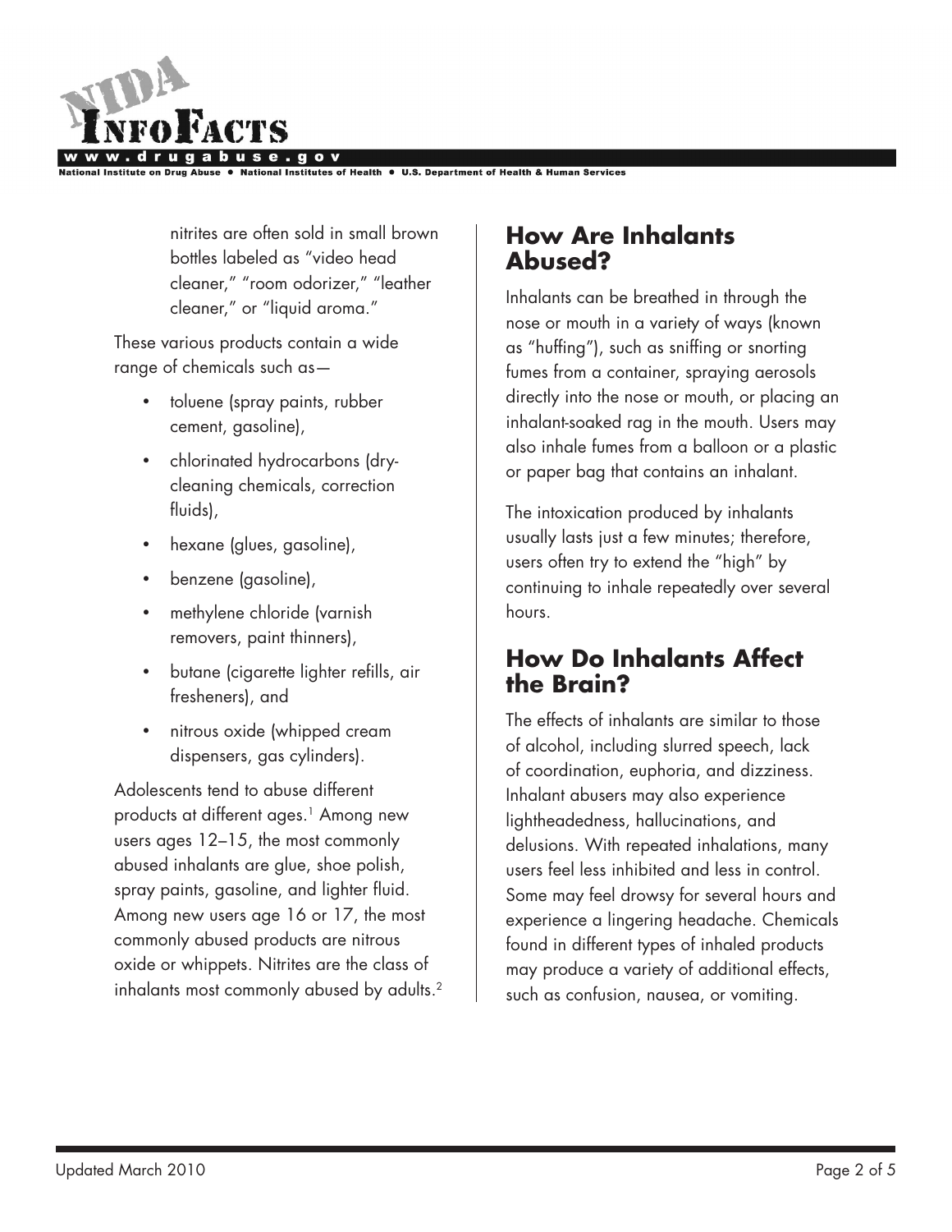nitrites are often sold in small brown bottles labeled as "video head cleaner," "room odorizer," "leather cleaner," or "liquid aroma."

These various products contain a wide range of chemicals such as—

- toluene (spray paints, rubber cement, gasoline),
- chlorinated hydrocarbons (dry-cleaning chemicals, correction fluids),
- hexane (glues, gasoline),
- benzene (gasoline),
- methylene chloride (varnish removers, paint thinners),
- butane (cigarette lighter refills, air fresheners), and
- nitrous oxide (whipped cream dispensers, gas cylinders).

Adolescents tend to abuse different products at different ages.[1] Among new users ages 12–15, the most commonly abused inhalants are glue, shoe polish, spray paints, gasoline, and lighter fluid. Among new users age 16 or 17, the most commonly abused products are nitrous oxide or whippets. Nitrites are the class of inhalants most commonly abused by adults.[2]

## How Are Inhalants Abused?

Inhalants can be breathed in through the nose or mouth in a variety of ways (known as "huffing"), such as sniffing or snorting fumes from a container, spraying aerosols directly into the nose or mouth, or placing an inhalant-soaked rag in the mouth. Users may also inhale fumes from a balloon or a plastic or paper bag that contains an inhalant.

The intoxication produced by inhalants usually lasts just a few minutes; therefore, users often try to extend the "high" by continuing to inhale repeatedly over several hours.

## How Do Inhalants Affect the Brain?

The effects of inhalants are similar to those of alcohol, including slurred speech, lack of coordination, euphoria, and dizziness. Inhalant abusers may also experience lightheadedness, hallucinations, and delusions. With repeated inhalations, many users feel less inhibited and less in control. Some may feel drowsy for several hours and experience a lingering headache. Chemicals found in different types of inhaled products may produce a variety of additional effects, such as confusion, nausea, or vomiting.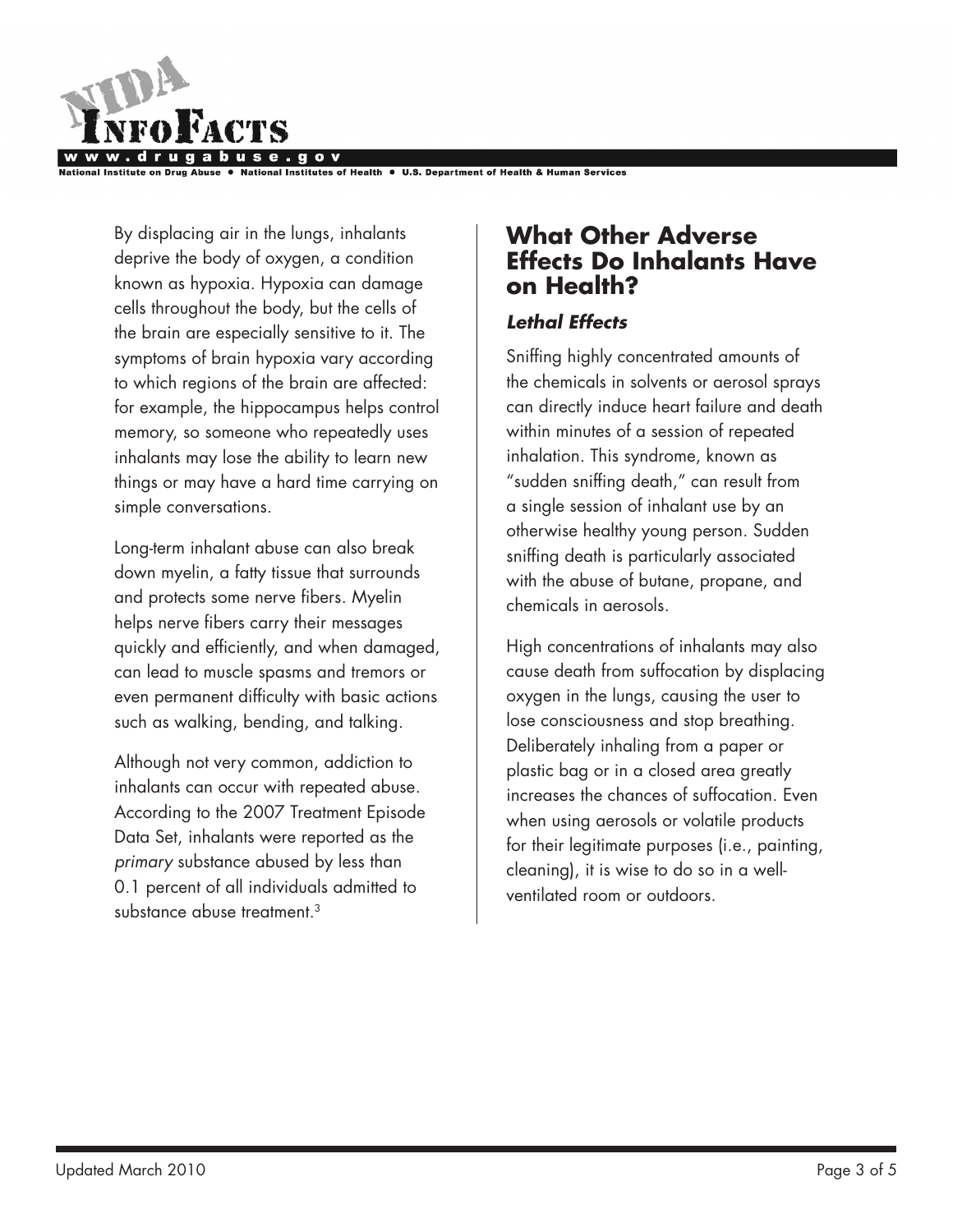By displacing air in the lungs, inhalants deprive the body of oxygen, a condition known as hypoxia. Hypoxia can damage cells throughout the body, but the cells of the brain are especially sensitive to it. The symptoms of brain hypoxia vary according to which regions of the brain are affected: for example, the hippocampus helps control memory, so someone who repeatedly uses inhalants may lose the ability to learn new things or may have a hard time carrying on simple conversations.

Long-term inhalant abuse can also break down myelin, a fatty tissue that surrounds and protects some nerve fibers. Myelin helps nerve fibers carry their messages quickly and efficiently, and when damaged, can lead to muscle spasms and tremors or even permanent difficulty with basic actions such as walking, bending, and talking.

Although not very common, addiction to inhalants can occur with repeated abuse. According to the 2007 Treatment Episode Data Set, inhalants were reported as the *primary* substance abused by less than 0.1 percent of all individuals admitted to substance abuse treatment.[3]

## What Other Adverse Effects Do Inhalants Have on Health?

### *Lethal Effects*

Sniffing highly concentrated amounts of the chemicals in solvents or aerosol sprays can directly induce heart failure and death within minutes of a session of repeated inhalation. This syndrome, known as "sudden sniffing death," can result from a single session of inhalant use by an otherwise healthy young person. Sudden sniffing death is particularly associated with the abuse of butane, propane, and chemicals in aerosols.

High concentrations of inhalants may also cause death from suffocation by displacing oxygen in the lungs, causing the user to lose consciousness and stop breathing. Deliberately inhaling from a paper or plastic bag or in a closed area greatly increases the chances of suffocation. Even when using aerosols or volatile products for their legitimate purposes (i.e., painting, cleaning), it is wise to do so in a well-ventilated room or outdoors.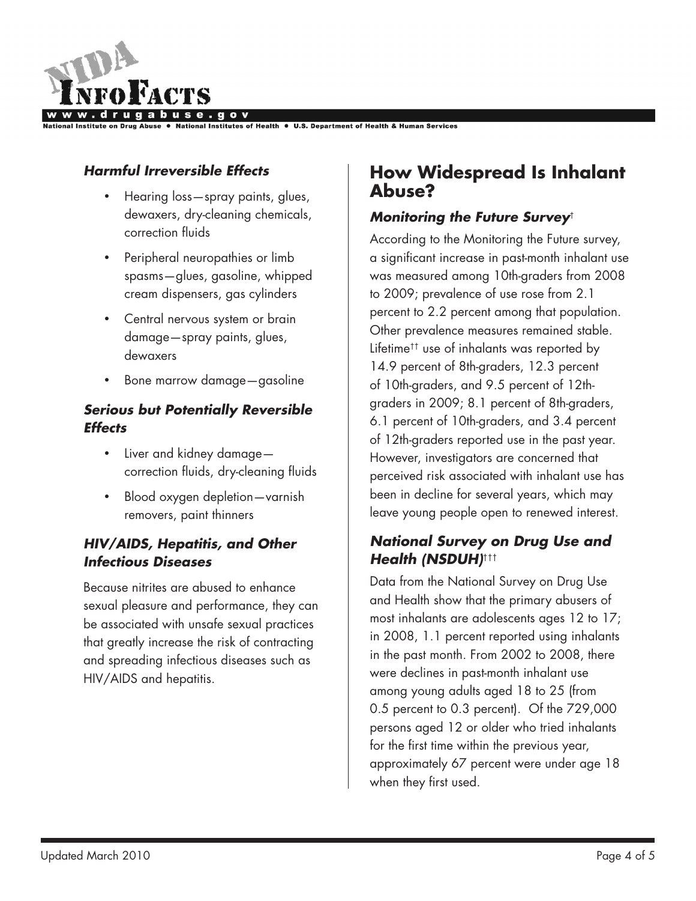### *Harmful Irreversible Effects*

- Hearing loss—spray paints, glues, dewaxers, dry-cleaning chemicals, correction fluids
- Peripheral neuropathies or limb spasms—glues, gasoline, whipped cream dispensers, gas cylinders
- Central nervous system or brain damage—spray paints, glues, dewaxers
- Bone marrow damage—gasoline

### *Serious but Potentially Reversible Effects*

- Liver and kidney damage—correction fluids, dry-cleaning fluids
- Blood oxygen depletion—varnish removers, paint thinners

### *HIV/AIDS, Hepatitis, and Other Infectious Diseases*

Because nitrites are abused to enhance sexual pleasure and performance, they can be associated with unsafe sexual practices that greatly increase the risk of contracting and spreading infectious diseases such as HIV/AIDS and hepatitis.

## How Widespread Is Inhalant Abuse?

### *Monitoring the Future Survey*[†]

According to the Monitoring the Future survey, a significant increase in past-month inhalant use was measured among 10th-graders from 2008 to 2009; prevalence of use rose from 2.1 percent to 2.2 percent among that population. Other prevalence measures remained stable. Lifetime[††] use of inhalants was reported by 14.9 percent of 8th-graders, 12.3 percent of 10th-graders, and 9.5 percent of 12th-graders in 2009; 8.1 percent of 8th-graders, 6.1 percent of 10th-graders, and 3.4 percent of 12th-graders reported use in the past year. However, investigators are concerned that perceived risk associated with inhalant use has been in decline for several years, which may leave young people open to renewed interest.

### *National Survey on Drug Use and Health (NSDUH)*[†††]

Data from the National Survey on Drug Use and Health show that the primary abusers of most inhalants are adolescents ages 12 to 17; in 2008, 1.1 percent reported using inhalants in the past month. From 2002 to 2008, there were declines in past-month inhalant use among young adults aged 18 to 25 (from 0.5 percent to 0.3 percent). Of the 729,000 persons aged 12 or older who tried inhalants for the first time within the previous year, approximately 67 percent were under age 18 when they first used.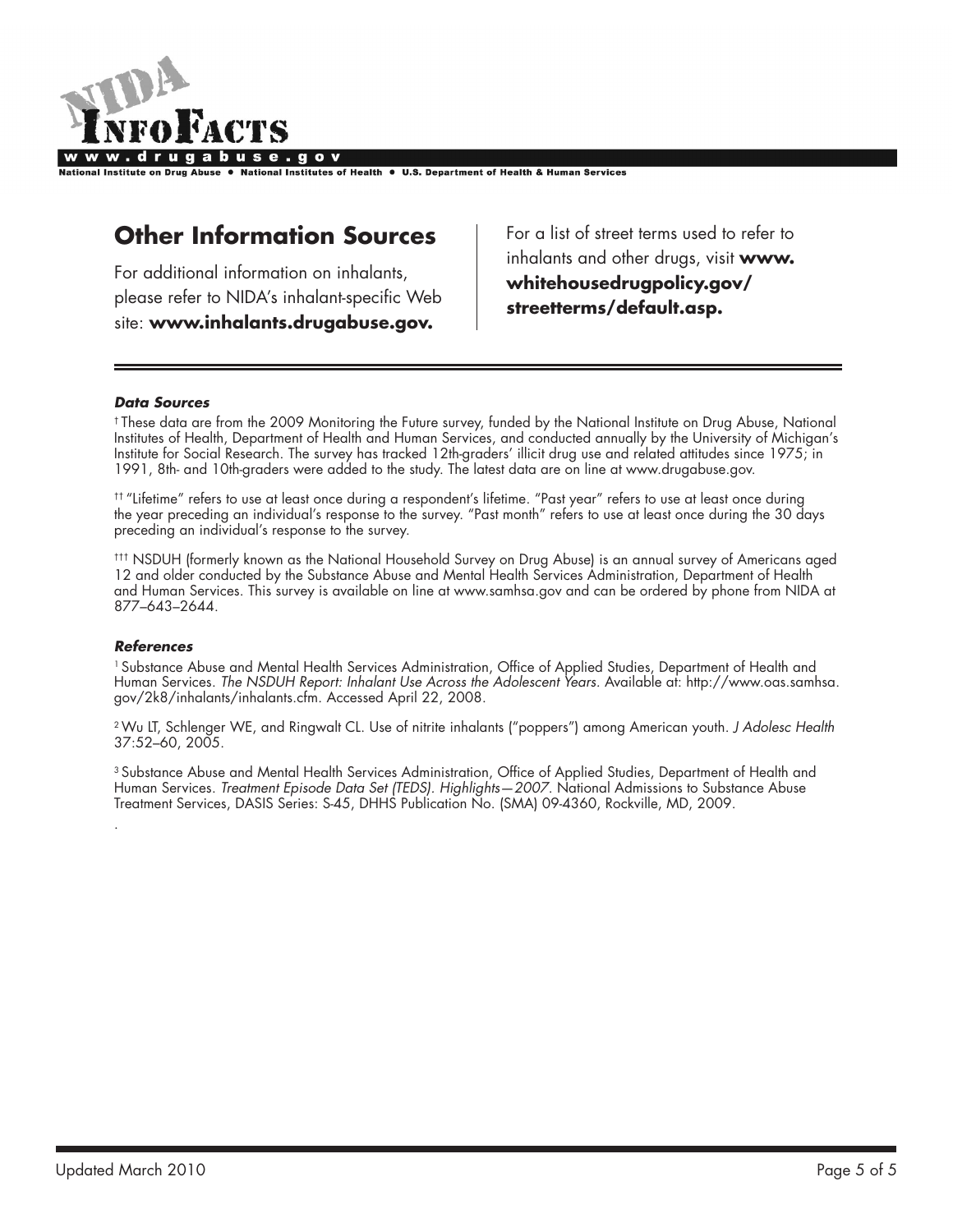## Other Information Sources

For additional information on inhalants, please refer to NIDA's inhalant-specific Web site: **www.inhalants.drugabuse.gov.**

For a list of street terms used to refer to inhalants and other drugs, visit **www.whitehousedrugpolicy.gov/streetterms/default.asp.**

---

***Data Sources***

[†] These data are from the 2009 Monitoring the Future survey, funded by the National Institute on Drug Abuse, National Institutes of Health, Department of Health and Human Services, and conducted annually by the University of Michigan's Institute for Social Research. The survey has tracked 12th-graders' illicit drug use and related attitudes since 1975; in 1991, 8th- and 10th-graders were added to the study. The latest data are on line at www.drugabuse.gov.

[††] "Lifetime" refers to use at least once during a respondent's lifetime. "Past year" refers to use at least once during the year preceding an individual's response to the survey. "Past month" refers to use at least once during the 30 days preceding an individual's response to the survey.

[†††] NSDUH (formerly known as the National Household Survey on Drug Abuse) is an annual survey of Americans aged 12 and older conducted by the Substance Abuse and Mental Health Services Administration, Department of Health and Human Services. This survey is available on line at www.samhsa.gov and can be ordered by phone from NIDA at 877–643–2644.

***References***

[1] Substance Abuse and Mental Health Services Administration, Office of Applied Studies, Department of Health and Human Services. *The NSDUH Report: Inhalant Use Across the Adolescent Years*. Available at: http://www.oas.samhsa.gov/2k8/inhalants/inhalants.cfm. Accessed April 22, 2008.

[2] Wu LT, Schlenger WE, and Ringwalt CL. Use of nitrite inhalants ("poppers") among American youth. *J Adolesc Health* 37:52–60, 2005.

[3] Substance Abuse and Mental Health Services Administration, Office of Applied Studies, Department of Health and Human Services. *Treatment Episode Data Set (TEDS). Highlights—2007*. National Admissions to Substance Abuse Treatment Services, DASIS Series: S-45, DHHS Publication No. (SMA) 09-4360, Rockville, MD, 2009.

Updated March 2010